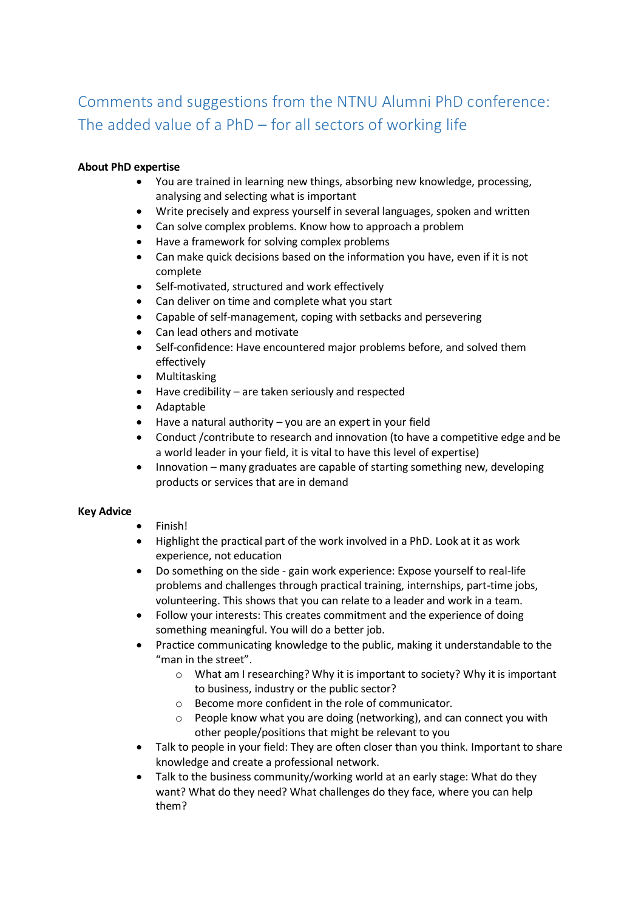# Comments and suggestions from the NTNU Alumni PhD conference: The added value of a PhD – for all sectors of working life

**About PhD expertise**

- You are trained in learning new things, absorbing new knowledge, processing, analysing and selecting what is important
- Write precisely and express yourself in several languages, spoken and written
- Can solve complex problems. Know how to approach a problem
- Have a framework for solving complex problems
- Can make quick decisions based on the information you have, even if it is not complete
- Self-motivated, structured and work effectively
- Can deliver on time and complete what you start
- Capable of self-management, coping with setbacks and persevering
- Can lead others and motivate
- Self-confidence: Have encountered major problems before, and solved them effectively
- Multitasking
- Have credibility – are taken seriously and respected
- Adaptable
- Have a natural authority – you are an expert in your field
- Conduct /contribute to research and innovation (to have a competitive edge and be a world leader in your field, it is vital to have this level of expertise)
- Innovation – many graduates are capable of starting something new, developing products or services that are in demand

**Key Advice**

- Finish!
- Highlight the practical part of the work involved in a PhD. Look at it as work experience, not education
- Do something on the side - gain work experience: Expose yourself to real-life problems and challenges through practical training, internships, part-time jobs, volunteering. This shows that you can relate to a leader and work in a team.
- Follow your interests: This creates commitment and the experience of doing something meaningful. You will do a better job.
- Practice communicating knowledge to the public, making it understandable to the "man in the street".
  - What am I researching? Why it is important to society? Why it is important to business, industry or the public sector?
  - Become more confident in the role of communicator.
  - People know what you are doing (networking), and can connect you with other people/positions that might be relevant to you
- Talk to people in your field: They are often closer than you think. Important to share knowledge and create a professional network.
- Talk to the business community/working world at an early stage: What do they want? What do they need? What challenges do they face, where you can help them?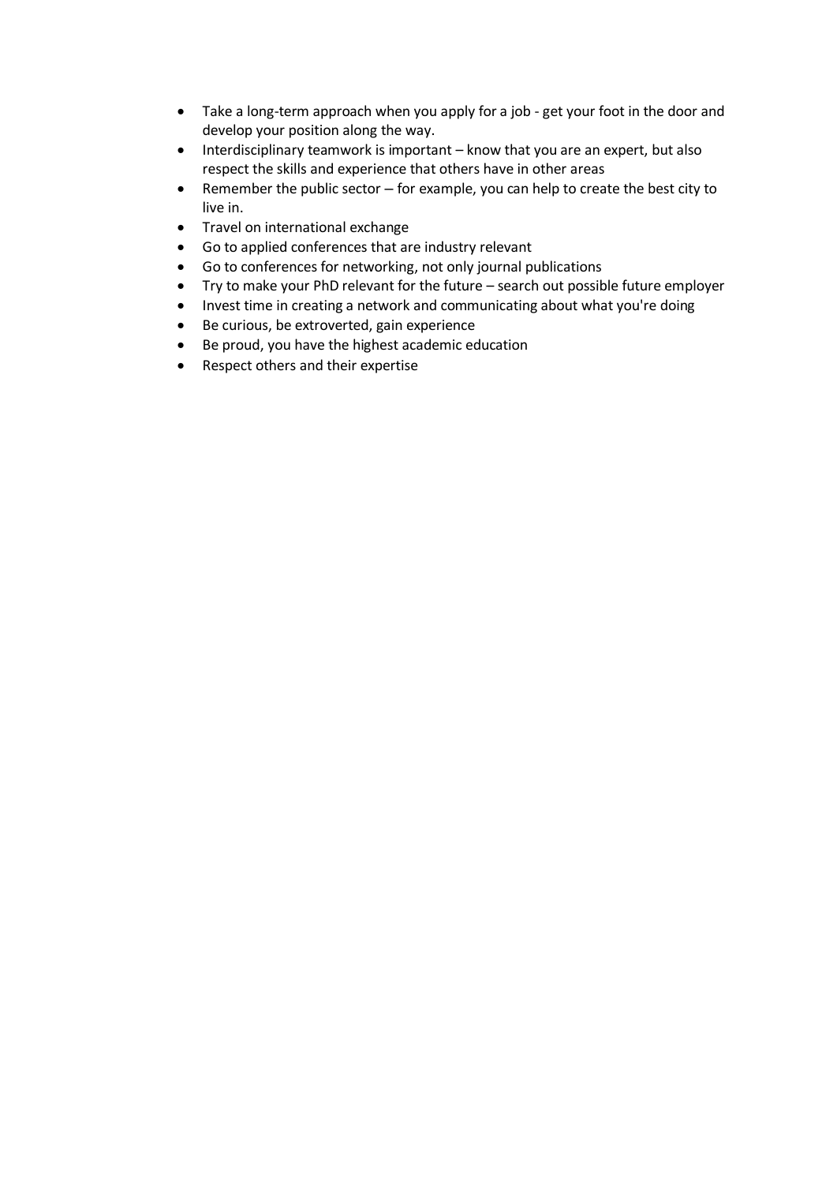- Take a long-term approach when you apply for a job - get your foot in the door and develop your position along the way.
- Interdisciplinary teamwork is important – know that you are an expert, but also respect the skills and experience that others have in other areas
- Remember the public sector – for example, you can help to create the best city to live in.
- Travel on international exchange
- Go to applied conferences that are industry relevant
- Go to conferences for networking, not only journal publications
- Try to make your PhD relevant for the future – search out possible future employer
- Invest time in creating a network and communicating about what you're doing
- Be curious, be extroverted, gain experience
- Be proud, you have the highest academic education
- Respect others and their expertise